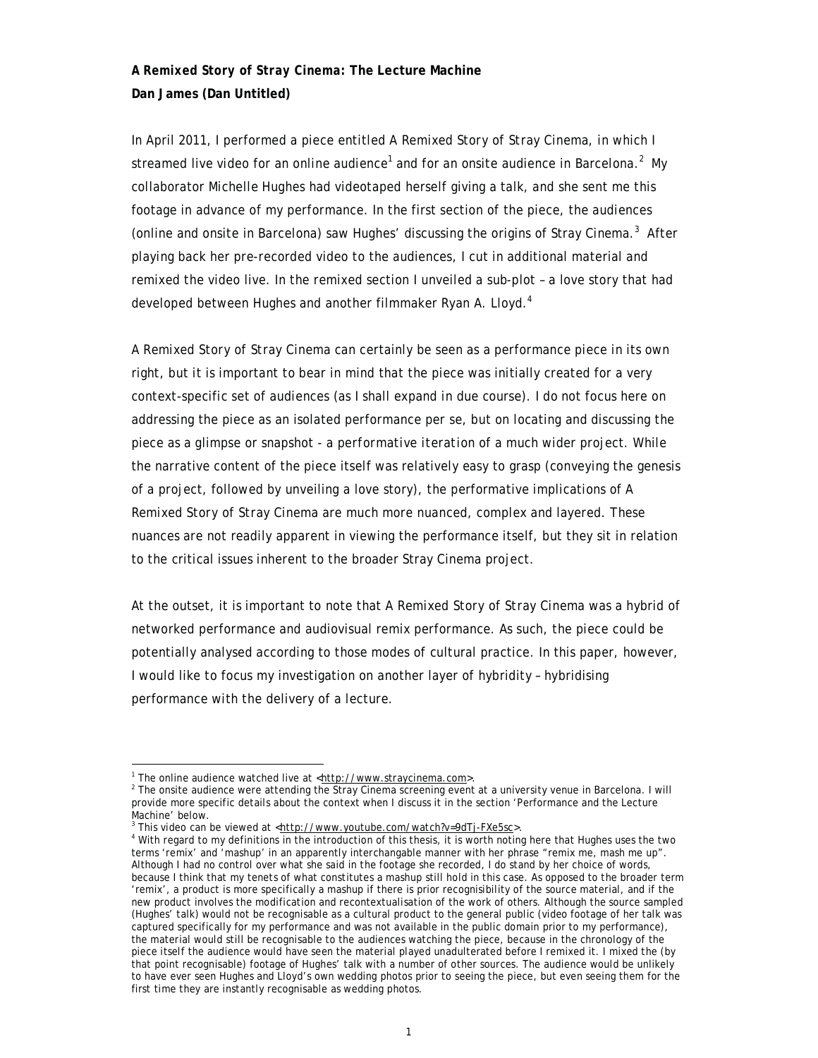**A Remixed Story of Stray Cinema: The Lecture Machine**
**Dan James (Dan Untitled)**

In April 2011, I performed a piece entitled A Remixed Story of Stray Cinema, in which I streamed live video for an online audience[1] and for an onsite audience in Barcelona.[2] My collaborator Michelle Hughes had videotaped herself giving a talk, and she sent me this footage in advance of my performance. In the first section of the piece, the audiences (online and onsite in Barcelona) saw Hughes' discussing the origins of Stray Cinema.[3] After playing back her pre-recorded video to the audiences, I cut in additional material and remixed the video live. In the remixed section I unveiled a sub-plot – a love story that had developed between Hughes and another filmmaker Ryan A. Lloyd.[4]

A Remixed Story of Stray Cinema can certainly be seen as a performance piece in its own right, but it is important to bear in mind that the piece was initially created for a very context-specific set of audiences (as I shall expand in due course). I do not focus here on addressing the piece as an isolated performance per se, but on locating and discussing the piece as a glimpse or snapshot - a *performative iteration* of a much wider project. While the narrative content of the piece itself was relatively easy to grasp (conveying the genesis of a project, followed by unveiling a love story), the performative implications of A Remixed Story of Stray Cinema are much more nuanced, complex and layered. These nuances are not readily apparent in viewing the performance itself, but they sit in relation to the critical issues inherent to the broader Stray Cinema project.

At the outset, it is important to note that A Remixed Story of Stray Cinema was a hybrid of networked performance and audiovisual remix performance. As such, the piece could be potentially analysed according to those modes of cultural practice. In this paper, however, I would like to focus my investigation on another layer of hybridity – hybridising performance with the delivery of a lecture.

---

[1] The online audience watched live at <http://www.straycinema.com>.

[2] The onsite audience were attending the Stray Cinema screening event at a university venue in Barcelona. I will provide more specific details about the context when I discuss it in the section 'Performance and the Lecture Machine' below.

[3] This video can be viewed at <http://www.youtube.com/watch?v=9dTj-FXe5sc>.

[4] With regard to my definitions in the introduction of this thesis, it is worth noting here that Hughes uses the two terms 'remix' and 'mashup' in an apparently interchangable manner with her phrase "remix me, mash me up". Although I had no control over what she said in the footage she recorded, I do stand by her choice of words, because I think that my tenets of what constitutes a mashup still hold in this case. As opposed to the broader term 'remix', a product is more specifically a mashup if there is prior recognisibility of the source material, and if the new product involves the modification and recontextualisation of the work of others. Although the source sampled (Hughes' talk) would not be recognisable as a cultural product to the general public (video footage of her talk was captured specifically for my performance and was not available in the public domain prior to my performance), the material would still be recognisable to the audiences watching the piece, because in the chronology of the piece itself the audience would have seen the material played unadulterated before I remixed it. I mixed the (by that point recognisable) footage of Hughes' talk with a number of other sources. The audience would be unlikely to have ever seen Hughes and Lloyd's own wedding photos prior to seeing the piece, but even seeing them for the first time they are instantly recognisable as wedding photos.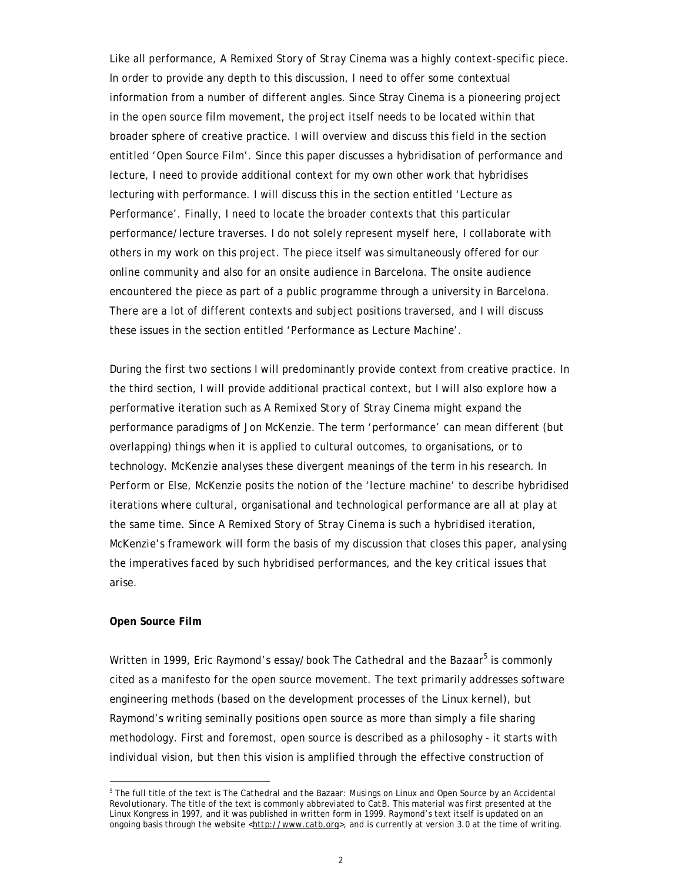Like all performance, *A Remixed Story of Stray Cinema* was a highly context-specific piece. In order to provide any depth to this discussion, I need to offer some contextual information from a number of different angles. Since Stray Cinema is a pioneering project in the open source film movement, the project itself needs to be located within that broader sphere of creative practice. I will overview and discuss this field in the section entitled 'Open Source Film'. Since this paper discusses a hybridisation of performance and lecture, I need to provide additional context for my own other work that hybridises lecturing with performance. I will discuss this in the section entitled 'Lecture as Performance'. Finally, I need to locate the broader contexts that this particular performance/lecture traverses. I do not solely represent myself here, I collaborate with others in my work on this project. The piece itself was simultaneously offered for our online community and also for an onsite audience in Barcelona. The onsite audience encountered the piece as part of a public programme through a university in Barcelona. There are a lot of different contexts and subject positions traversed, and I will discuss these issues in the section entitled 'Performance as Lecture Machine'.

During the first two sections I will predominantly provide context from creative practice. In the third section, I will provide additional practical context, but I will also explore how a performative iteration such as *A Remixed Story of Stray Cinema* might expand the performance paradigms of Jon McKenzie. The term 'performance' can mean different (but overlapping) things when it is applied to cultural outcomes, to organisations, or to technology. McKenzie analyses these divergent meanings of the term in his research. In *Perform or Else*, McKenzie posits the notion of the 'lecture machine' to describe hybridised iterations where cultural, organisational and technological performance are all at play at the same time. Since *A Remixed Story of Stray Cinema* is such a hybridised iteration, McKenzie's framework will form the basis of my discussion that closes this paper, analysing the imperatives faced by such hybridised performances, and the key critical issues that arise.

**Open Source Film**

Written in 1999, Eric Raymond's essay/book *The Cathedral and the Bazaar*[5] is commonly cited as a manifesto for the open source movement. The text primarily addresses software engineering methods (based on the development processes of the Linux kernel), but Raymond's writing seminally positions open source as more than simply a file sharing methodology. First and foremost, open source is described as a philosophy - it starts with individual vision, but then this vision is amplified through the effective construction of

[5] The full title of the text is *The Cathedral and the Bazaar: Musings on Linux and Open Source by an Accidental Revolutionary*. The title of the text is commonly abbreviated to CatB. This material was first presented at the Linux Kongress in 1997, and it was published in written form in 1999. Raymond's text itself is updated on an ongoing basis through the website <http://www.catb.org>, and is currently at version 3.0 at the time of writing.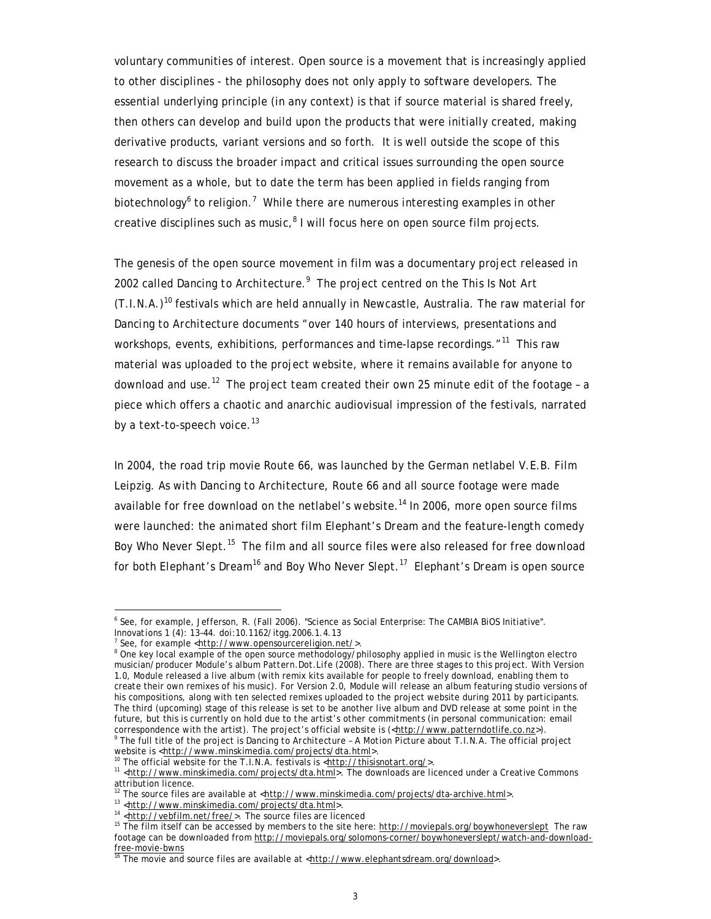voluntary communities of interest. Open source is a movement that is increasingly applied to other disciplines - the philosophy does not only apply to software developers. The essential underlying principle (in any context) is that if source material is shared freely, then others can develop and build upon the products that were initially created, making derivative products, variant versions and so forth. It is well outside the scope of this research to discuss the broader impact and critical issues surrounding the open source movement as a whole, but to date the term has been applied in fields ranging from biotechnology[6] to religion.[7] While there are numerous interesting examples in other creative disciplines such as music,[8] I will focus here on open source film projects.

The genesis of the open source movement in film was a documentary project released in 2002 called *Dancing to Architecture*.[9] The project centred on the This Is Not Art (T.I.N.A.)[10] festivals which are held annually in Newcastle, Australia. The raw material for *Dancing to Architecture* documents "over 140 hours of interviews, presentations and workshops, events, exhibitions, performances and time-lapse recordings."[11] This raw material was uploaded to the project website, where it remains available for anyone to download and use.[12] The project team created their own 25 minute edit of the footage – a piece which offers a chaotic and anarchic audiovisual impression of the festivals, narrated by a text-to-speech voice.[13]

In 2004, the road trip movie *Route 66*, was launched by the German netlabel V.E.B. Film Leipzig. As with *Dancing to Architecture*, *Route 66* and all source footage were made available for free download on the netlabel's website.[14] In 2006, more open source films were launched: the animated short film *Elephant's Dream* and the feature-length comedy *Boy Who Never Slept*.[15] The film and all source files were also released for free download for both *Elephant's Dream*[16] and *Boy Who Never Slept*.[17] *Elephant's Dream* is open source

---

[6] See, for example, Jefferson, R. (Fall 2006). "Science as Social Enterprise: The CAMBIA BiOS Initiative". Innovations 1 (4): 13–44. doi:10.1162/itgg.2006.1.4.13

[7] See, for example <http://www.opensourcereligion.net/>.

[8] One key local example of the open source methodology/philosophy applied in music is the Wellington electro musician/producer Module's album *Pattern.Dot.Life* (2008). There are three stages to this project. With Version 1.0, Module released a live album (with remix kits available for people to freely download, enabling them to create their own remixes of his music). For Version 2.0, Module will release an album featuring studio versions of his compositions, along with ten selected remixes uploaded to the project website during 2011 by participants. The third (upcoming) stage of this release is set to be another live album and DVD release at some point in the future, but this is currently on hold due to the artist's other commitments (in personal communication: email correspondence with the artist). The project's official website is (<http://www.patterndotlife.co.nz>).

[9] The full title of the project is *Dancing to Architecture – A Motion Picture about T.I.N.A.* The official project website is <http://www.minskimedia.com/projects/dta.html>.

[10] The official website for the T.I.N.A. festivals is <http://thisisnotart.org/>.

[11] <http://www.minskimedia.com/projects/dta.html>. The downloads are licenced under a Creative Commons attribution licence.

[12] The source files are available at <http://www.minskimedia.com/projects/dta-archive.html>.

[13] <http://www.minskimedia.com/projects/dta.html>.

[14] <http://vebfilm.net/free/>. The source files are licenced

[15] The film itself can be accessed by members to the site here: http://moviepals.org/boywhoneverslept The raw footage can be downloaded from http://moviepals.org/solomons-corner/boywhoneverslept/watch-and-download-free-movie-bwns

[16] The movie and source files are available at <http://www.elephantsdream.org/download>.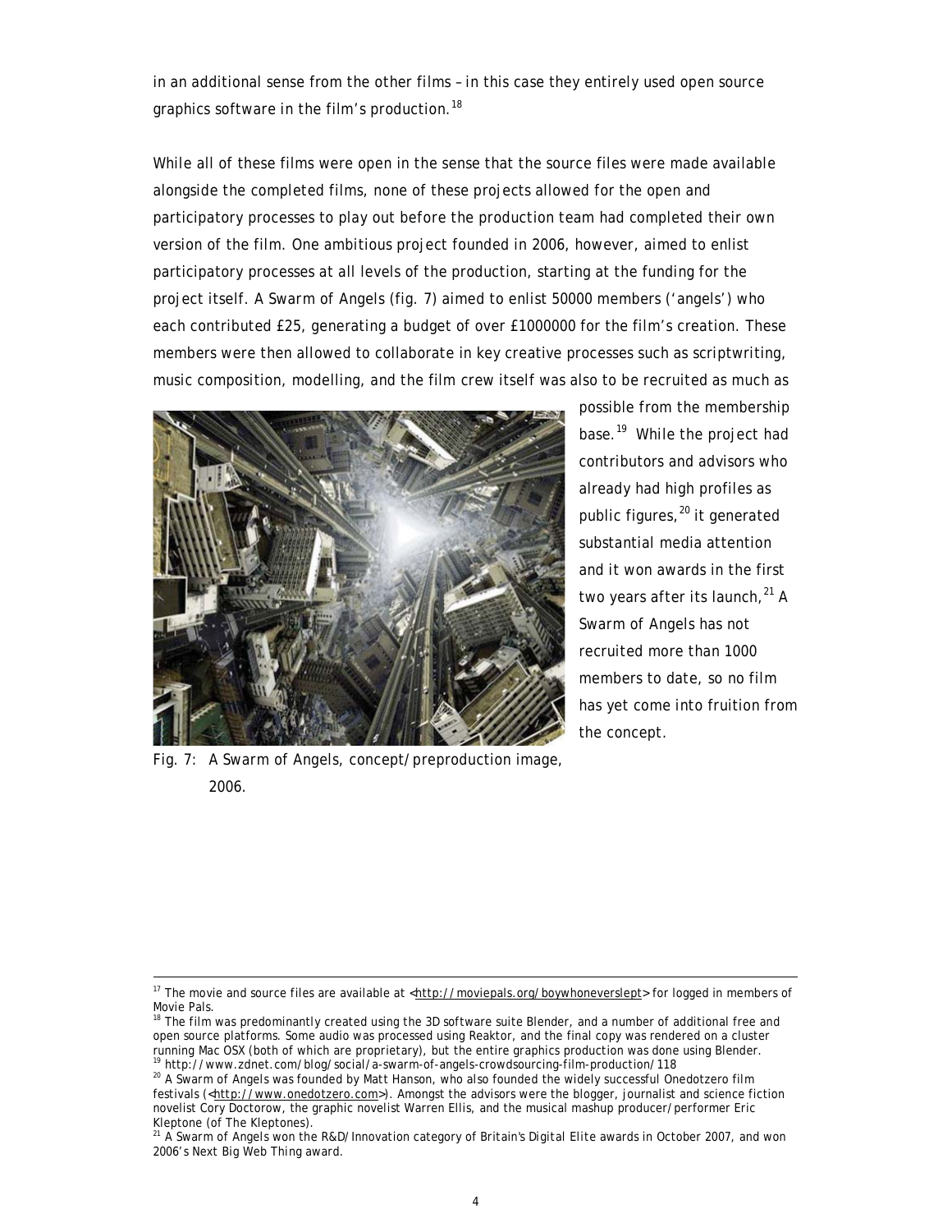in an additional sense from the other films – in this case they entirely used open source graphics software in the film's production.[18]

While all of these films were open in the sense that the source files were made available alongside the completed films, none of these projects allowed for the open and participatory processes to play out before the production team had completed their own version of the film. One ambitious project founded in 2006, however, aimed to enlist participatory processes at all levels of the production, starting at the funding for the project itself. A Swarm of Angels (fig. 7) aimed to enlist 50000 members ('angels') who each contributed £25, generating a budget of over £1000000 for the film's creation. These members were then allowed to collaborate in key creative processes such as scriptwriting, music composition, modelling, and the film crew itself was also to be recruited as much as possible from the membership base.[19] While the project had contributors and advisors who already had high profiles as public figures,[20] it generated substantial media attention and it won awards in the first two years after its launch,[21] A Swarm of Angels has not recruited more than 1000 members to date, so no film has yet come into fruition from the concept.

Fig. 7: A Swarm of Angels, concept/preproduction image, 2006.

---

[17] The movie and source files are available at <http://moviepals.org/boywhoneverslept> for logged in members of Movie Pals.

[18] The film was predominantly created using the 3D software suite Blender, and a number of additional free and open source platforms. Some audio was processed using Reaktor, and the final copy was rendered on a cluster running Mac OSX (both of which are proprietary), but the entire graphics production was done using Blender.

[19] http://www.zdnet.com/blog/social/a-swarm-of-angels-crowdsourcing-film-production/118

[20] A Swarm of Angels was founded by Matt Hanson, who also founded the widely successful Onedotzero film festivals (<http://www.onedotzero.com>). Amongst the advisors were the blogger, journalist and science fiction novelist Cory Doctorow, the graphic novelist Warren Ellis, and the musical mashup producer/performer Eric Kleptone (of The Kleptones).

[21] A Swarm of Angels won the R&D/Innovation category of Britain's Digital Elite awards in October 2007, and won 2006's Next Big Web Thing award.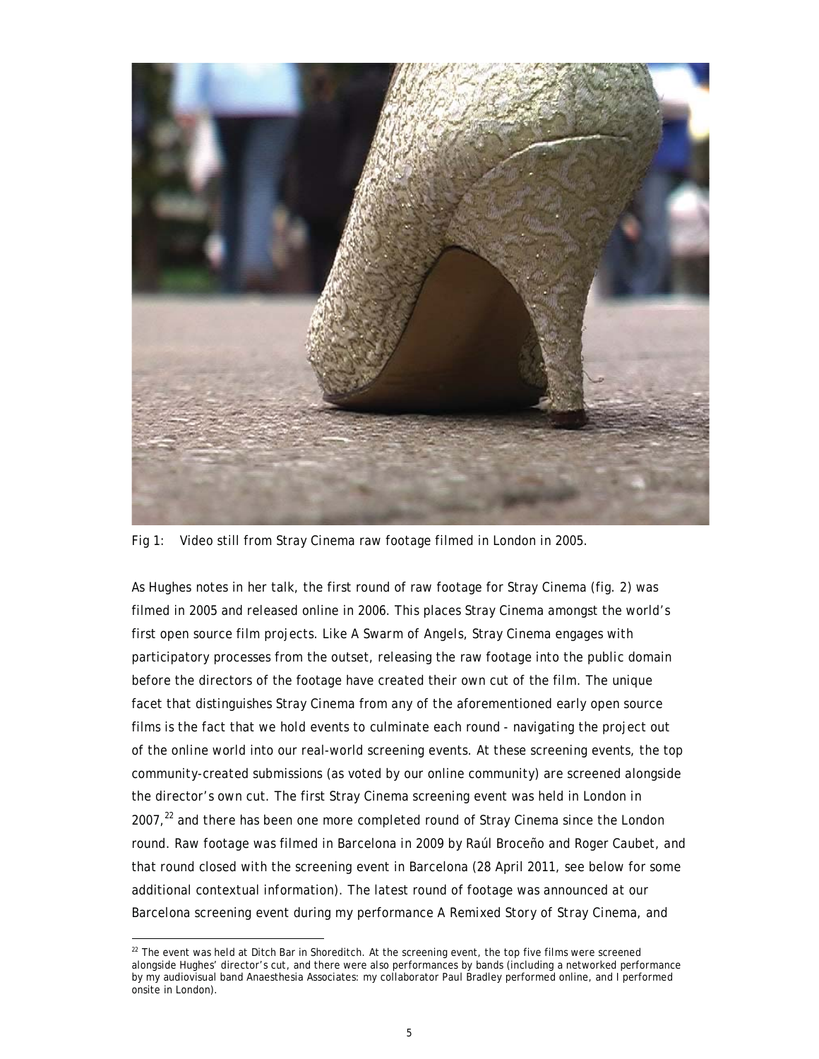Fig 1: Video still from Stray Cinema raw footage filmed in London in 2005.

As Hughes notes in her talk, the first round of raw footage for Stray Cinema (fig. 2) was filmed in 2005 and released online in 2006. This places Stray Cinema amongst the world's first open source film projects. Like A Swarm of Angels, Stray Cinema engages with participatory processes from the outset, releasing the raw footage into the public domain before the directors of the footage have created their own cut of the film. The unique facet that distinguishes Stray Cinema from any of the aforementioned early open source films is the fact that we hold events to culminate each round - navigating the project out of the online world into our real-world screening events. At these screening events, the top community-created submissions (as voted by our online community) are screened alongside the director's own cut. The first Stray Cinema screening event was held in London in 2007,[22] and there has been one more completed round of Stray Cinema since the London round. Raw footage was filmed in Barcelona in 2009 by Raúl Broceño and Roger Caubet, and that round closed with the screening event in Barcelona (28 April 2011, see below for some additional contextual information). The latest round of footage was announced at our Barcelona screening event during my performance A Remixed Story of Stray Cinema, and

[22] The event was held at Ditch Bar in Shoreditch. At the screening event, the top five films were screened alongside Hughes' director's cut, and there were also performances by bands (including a networked performance by my audiovisual band Anaesthesia Associates: my collaborator Paul Bradley performed online, and I performed onsite in London).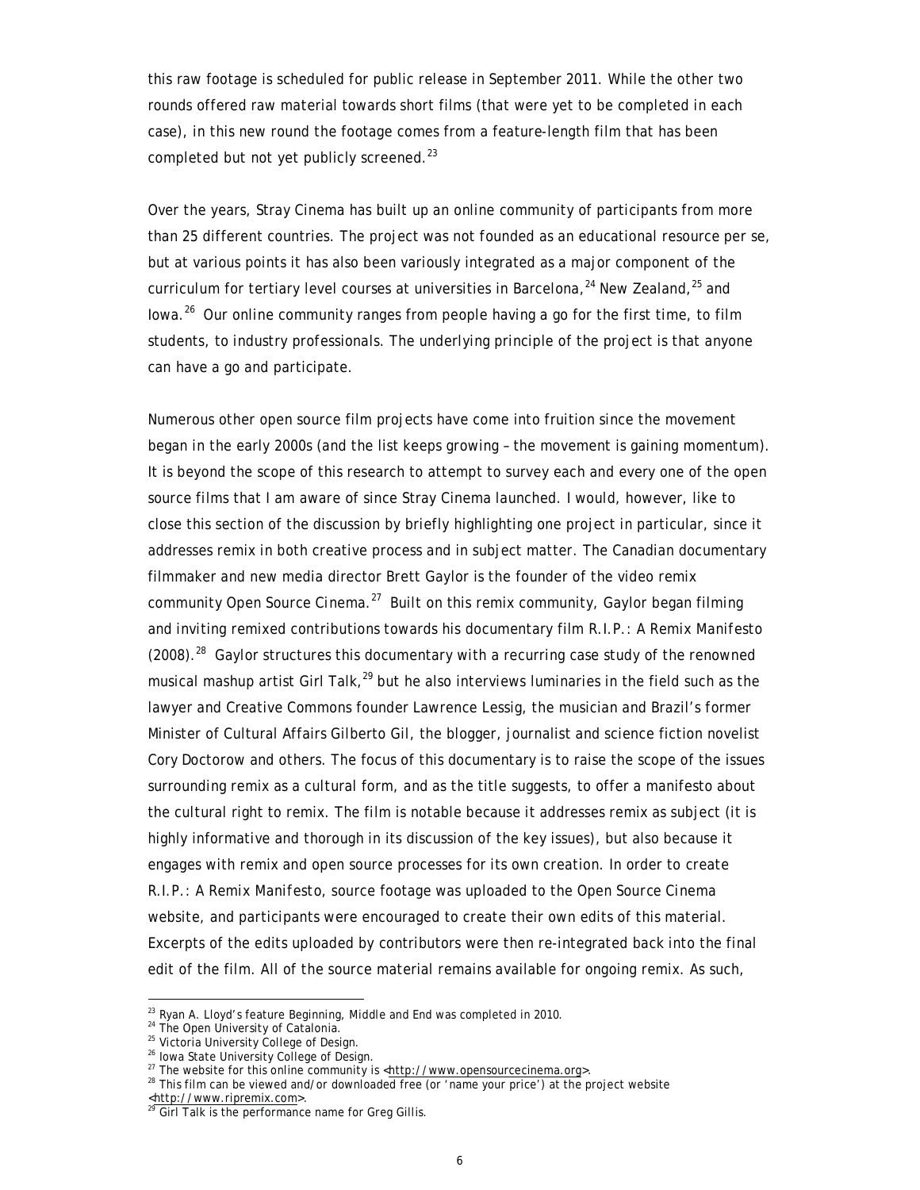this raw footage is scheduled for public release in September 2011. While the other two rounds offered raw material towards short films (that were yet to be completed in each case), in this new round the footage comes from a feature-length film that has been completed but not yet publicly screened.[23]

Over the years, Stray Cinema has built up an online community of participants from more than 25 different countries. The project was not founded as an educational resource per se, but at various points it has also been variously integrated as a major component of the curriculum for tertiary level courses at universities in Barcelona,[24] New Zealand,[25] and Iowa.[26] Our online community ranges from people having a go for the first time, to film students, to industry professionals. The underlying principle of the project is that anyone can have a go and participate.

Numerous other open source film projects have come into fruition since the movement began in the early 2000s (and the list keeps growing – the movement is gaining momentum). It is beyond the scope of this research to attempt to survey each and every one of the open source films that I am aware of since Stray Cinema launched. I would, however, like to close this section of the discussion by briefly highlighting one project in particular, since it addresses remix in both creative process and in subject matter. The Canadian documentary filmmaker and new media director Brett Gaylor is the founder of the video remix community Open Source Cinema.[27] Built on this remix community, Gaylor began filming and inviting remixed contributions towards his documentary film *R.I.P.: A Remix Manifesto* (2008).[28] Gaylor structures this documentary with a recurring case study of the renowned musical mashup artist Girl Talk,[29] but he also interviews luminaries in the field such as the lawyer and Creative Commons founder Lawrence Lessig, the musician and Brazil's former Minister of Cultural Affairs Gilberto Gil, the blogger, journalist and science fiction novelist Cory Doctorow and others. The focus of this documentary is to raise the scope of the issues surrounding remix as a cultural form, and as the title suggests, to offer a manifesto about the cultural right to remix. The film is notable because it addresses remix as subject (it is highly informative and thorough in its discussion of the key issues), but also because it engages with remix and open source processes for its own creation. In order to create *R.I.P.: A Remix Manifesto*, source footage was uploaded to the Open Source Cinema website, and participants were encouraged to create their own edits of this material. Excerpts of the edits uploaded by contributors were then re-integrated back into the final edit of the film. All of the source material remains available for ongoing remix. As such,

---

[23] Ryan A. Lloyd's feature *Beginning, Middle and End* was completed in 2010.
[24] The Open University of Catalonia.
[25] Victoria University College of Design.
[26] Iowa State University College of Design.
[27] The website for this online community is <http://www.opensourcecinema.org>.
[28] This film can be viewed and/or downloaded free (or 'name your price') at the project website <http://www.ripremix.com>.
[29] Girl Talk is the performance name for Greg Gillis.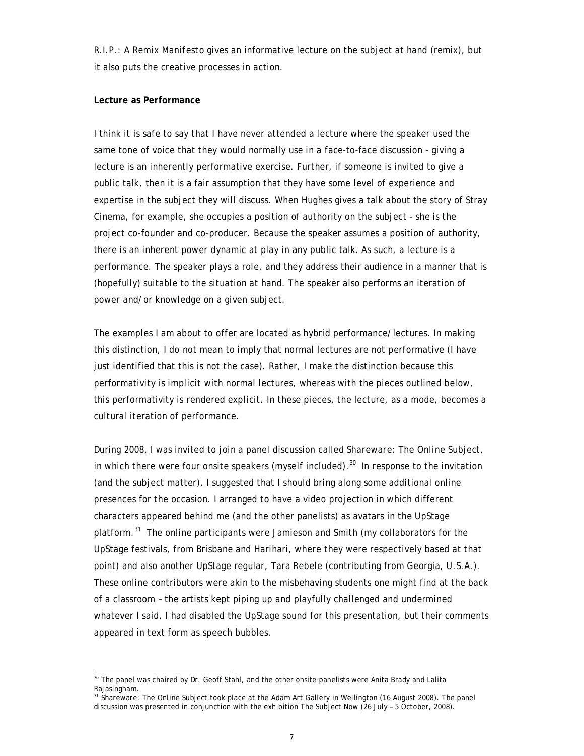*R.I.P.: A Remix Manifesto* gives an informative lecture on the subject at hand (remix), but it also puts the creative processes in action.

**Lecture as Performance**

I think it is safe to say that I have never attended a lecture where the speaker used the same tone of voice that they would normally use in a face-to-face discussion - giving a lecture is an inherently performative exercise. Further, if someone is invited to give a public talk, then it is a fair assumption that they have some level of experience and expertise in the subject they will discuss. When Hughes gives a talk about the story of Stray Cinema, for example, she occupies a position of authority on the subject - she is the project co-founder and co-producer. Because the speaker assumes a position of authority, there is an inherent power dynamic at play in any public talk. As such, a lecture is a performance. The speaker plays a role, and they address their audience in a manner that is (hopefully) suitable to the situation at hand. The speaker also performs an iteration of power and/or knowledge on a given subject.

The examples I am about to offer are located as hybrid performance/lectures. In making this distinction, I do not mean to imply that normal lectures are not performative (I have just identified that this is not the case). Rather, I make the distinction because this performativity is implicit with normal lectures, whereas with the pieces outlined below, this performativity is rendered explicit. In these pieces, the lecture, as a mode, becomes a cultural iteration of performance.

During 2008, I was invited to join a panel discussion called Shareware: The Online Subject, in which there were four onsite speakers (myself included).[30] In response to the invitation (and the subject matter), I suggested that I should bring along some additional online presences for the occasion. I arranged to have a video projection in which different characters appeared behind me (and the other panelists) as avatars in the UpStage platform.[31] The online participants were Jamieson and Smith (my collaborators for the UpStage festivals, from Brisbane and Harihari, where they were respectively based at that point) and also another UpStage regular, Tara Rebele (contributing from Georgia, U.S.A.). These online contributors were akin to the misbehaving students one might find at the back of a classroom – the artists kept piping up and playfully challenged and undermined whatever I said. I had disabled the UpStage sound for this presentation, but their comments appeared in text form as speech bubbles.

---

[30] The panel was chaired by Dr. Geoff Stahl, and the other onsite panelists were Anita Brady and Lalita Rajasingham.

[31] Shareware: The Online Subject took place at the Adam Art Gallery in Wellington (16 August 2008). The panel discussion was presented in conjunction with the exhibition The Subject Now (26 July – 5 October, 2008).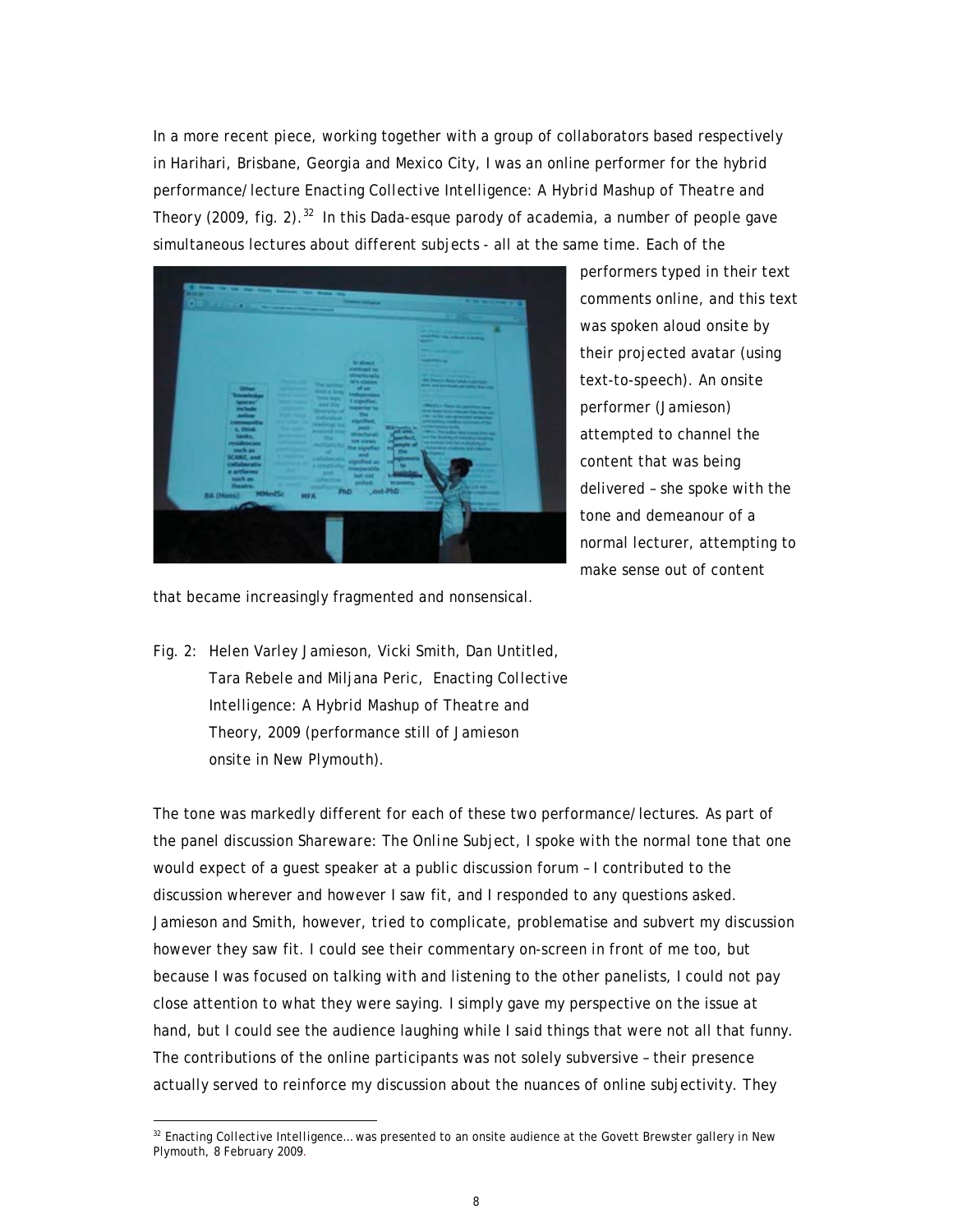In a more recent piece, working together with a group of collaborators based respectively in Harihari, Brisbane, Georgia and Mexico City, I was an online performer for the hybrid performance/lecture *Enacting Collective Intelligence: A Hybrid Mashup of Theatre and Theory* (2009, fig. 2).[32] In this Dada-esque parody of academia, a number of people gave simultaneous lectures about different subjects - all at the same time. Each of the performers typed in their text comments online, and this text was spoken aloud onsite by their projected avatar (using text-to-speech). An onsite performer (Jamieson) attempted to channel the content that was being delivered – she spoke with the tone and demeanour of a normal lecturer, attempting to make sense out of content that became increasingly fragmented and nonsensical.

Fig. 2: Helen Varley Jamieson, Vicki Smith, Dan Untitled, Tara Rebele and Miljana Peric, *Enacting Collective Intelligence: A Hybrid Mashup of Theatre and Theory*, 2009 (performance still of Jamieson onsite in New Plymouth).

The tone was markedly different for each of these two performance/lectures. As part of the panel discussion *Shareware: The Online Subject*, I spoke with the normal tone that one would expect of a guest speaker at a public discussion forum – I contributed to the discussion wherever and however I saw fit, and I responded to any questions asked. Jamieson and Smith, however, tried to complicate, problematise and subvert my discussion however they saw fit. I could see their commentary on-screen in front of me too, but because I was focused on talking with and listening to the other panelists, I could not pay close attention to what they were saying. I simply gave my perspective on the issue at hand, but I could see the audience laughing while I said things that were not all that funny. The contributions of the online participants was not solely subversive – their presence actually served to reinforce my discussion about the nuances of online subjectivity. They

[32] *Enacting Collective Intelligence…* was presented to an onsite audience at the Govett Brewster gallery in New Plymouth, 8 February 2009.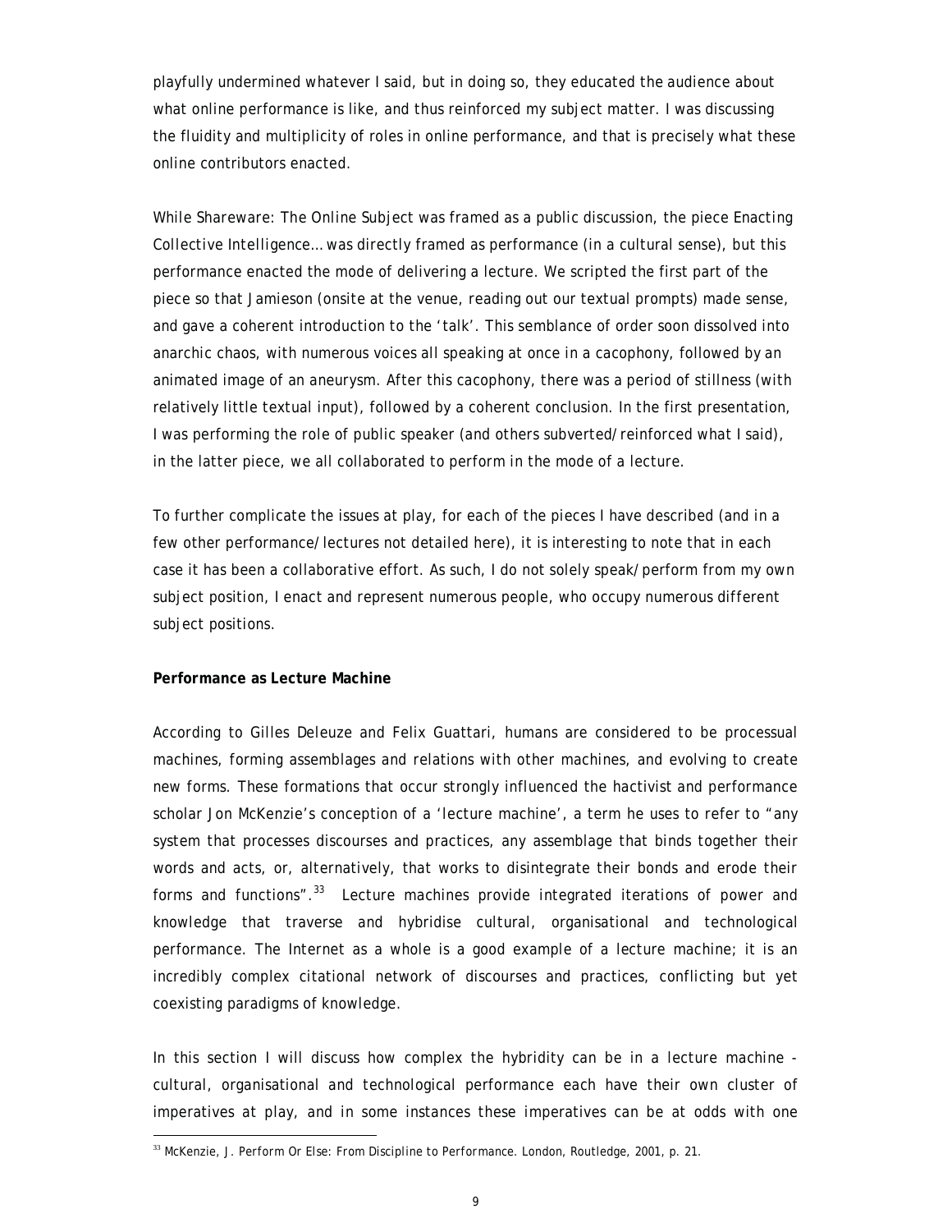playfully undermined whatever I said, but in doing so, they educated the audience about what online performance is like, and thus reinforced my subject matter. I was discussing the fluidity and multiplicity of roles in online performance, and that is precisely what these online contributors enacted.

While *Shareware: The Online Subject* was framed as a public discussion, the piece *Enacting Collective Intelligence…* was directly framed as performance (in a cultural sense), but this performance enacted the mode of delivering a lecture. We scripted the first part of the piece so that Jamieson (onsite at the venue, reading out our textual prompts) made sense, and gave a coherent introduction to the 'talk'. This semblance of order soon dissolved into anarchic chaos, with numerous voices all speaking at once in a cacophony, followed by an animated image of an aneurysm. After this cacophony, there was a period of stillness (with relatively little textual input), followed by a coherent conclusion. In the first presentation, I was performing the role of public speaker (and others subverted/reinforced what I said), in the latter piece, we all collaborated to perform in the mode of a lecture.

To further complicate the issues at play, for each of the pieces I have described (and in a few other performance/lectures not detailed here), it is interesting to note that in each case it has been a collaborative effort. As such, I do not solely speak/perform from my own subject position, I enact and represent numerous people, who occupy numerous different subject positions.

**Performance as Lecture Machine**

According to Gilles Deleuze and Felix Guattari, humans are considered to be processual machines, forming assemblages and relations with other machines, and evolving to create new forms. These formations that occur strongly influenced the hactivist and performance scholar Jon McKenzie's conception of a 'lecture machine', a term he uses to refer to "any system that processes discourses and practices, any assemblage that binds together their words and acts, or, alternatively, that works to disintegrate their bonds and erode their forms and functions".[33] Lecture machines provide integrated iterations of power and knowledge that traverse and hybridise cultural, organisational and technological performance. The Internet as a whole is a good example of a lecture machine; it is an incredibly complex citational network of discourses and practices, conflicting but yet coexisting paradigms of knowledge.

In this section I will discuss how complex the hybridity can be in a lecture machine - cultural, organisational and technological performance each have their own cluster of imperatives at play, and in some instances these imperatives can be at odds with one

[33] McKenzie, J. *Perform Or Else: From Discipline to Performance*. London, Routledge, 2001, p. 21.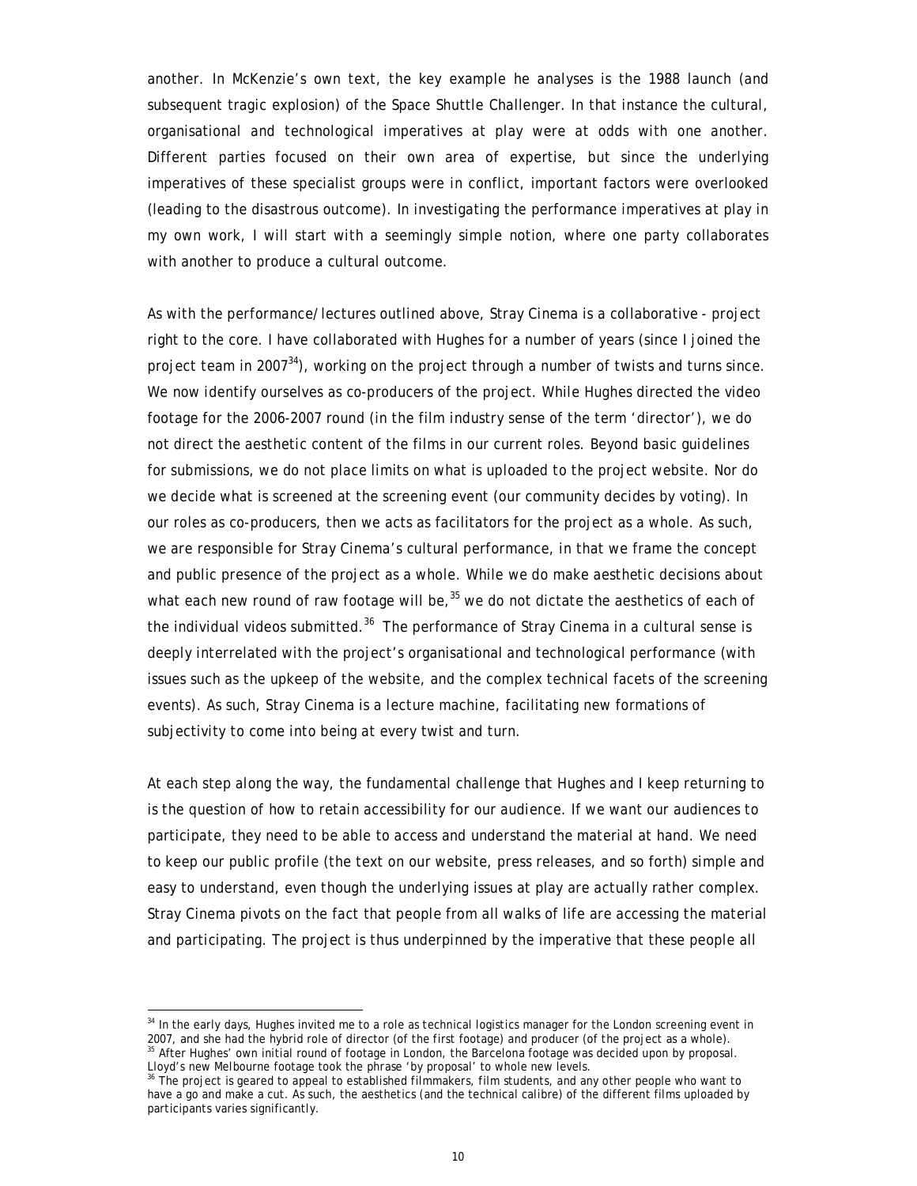another. In McKenzie's own text, the key example he analyses is the 1988 launch (and subsequent tragic explosion) of the Space Shuttle Challenger. In that instance the cultural, organisational and technological imperatives at play were at odds with one another. Different parties focused on their own area of expertise, but since the underlying imperatives of these specialist groups were in conflict, important factors were overlooked (leading to the disastrous outcome). In investigating the performance imperatives at play in my own work, I will start with a seemingly simple notion, where one party collaborates with another to produce a cultural outcome.

As with the performance/lectures outlined above, Stray Cinema is a collaborative - project right to the core. I have collaborated with Hughes for a number of years (since I joined the project team in 2007[34]), working on the project through a number of twists and turns since. We now identify ourselves as co-producers of the project. While Hughes directed the video footage for the 2006-2007 round (in the film industry sense of the term 'director'), we do not direct the aesthetic content of the films in our current roles. Beyond basic guidelines for submissions, we do not place limits on what is uploaded to the project website. Nor do we decide what is screened at the screening event (our community decides by voting). In our roles as co-producers, then we acts as facilitators for the project as a whole. As such, we are responsible for Stray Cinema's cultural performance, in that we frame the concept and public presence of the project as a whole. While we do make aesthetic decisions about what each new round of raw footage will be,[35] we do not dictate the aesthetics of each of the individual videos submitted.[36] The performance of Stray Cinema in a cultural sense is deeply interrelated with the project's organisational and technological performance (with issues such as the upkeep of the website, and the complex technical facets of the screening events). As such, Stray Cinema is a lecture machine, facilitating new formations of subjectivity to come into being at every twist and turn.

At each step along the way, the fundamental challenge that Hughes and I keep returning to is the question of how to retain accessibility for our audience. If we want our audiences to participate, they need to be able to access and understand the material at hand. We need to keep our public profile (the text on our website, press releases, and so forth) simple and easy to understand, even though the underlying issues at play are actually rather complex. Stray Cinema pivots on the fact that people from all walks of life are accessing the material and participating. The project is thus underpinned by the imperative that these people all

---

[34] In the early days, Hughes invited me to a role as technical logistics manager for the London screening event in 2007, and she had the hybrid role of director (of the first footage) and producer (of the project as a whole).

[35] After Hughes' own initial round of footage in London, the Barcelona footage was decided upon by proposal. Lloyd's new Melbourne footage took the phrase 'by proposal' to whole new levels.

[36] The project is geared to appeal to established filmmakers, film students, and any other people who want to have a go and make a cut. As such, the aesthetics (and the technical calibre) of the different films uploaded by participants varies significantly.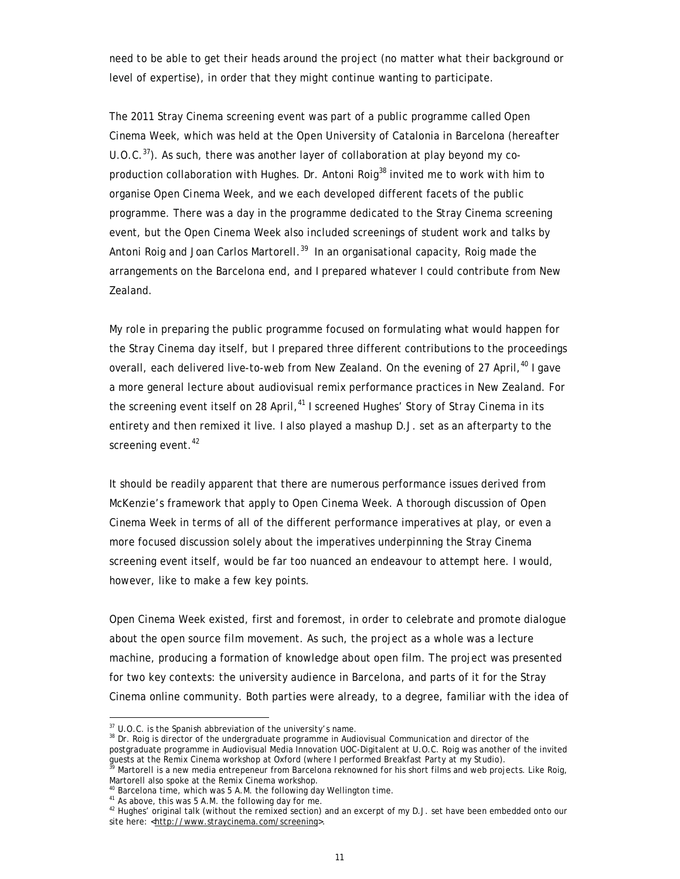need to be able to get their heads around the project (no matter what their background or level of expertise), in order that they might continue wanting to participate.

The 2011 Stray Cinema screening event was part of a public programme called Open Cinema Week, which was held at the Open University of Catalonia in Barcelona (hereafter U.O.C.[37]). As such, there was another layer of collaboration at play beyond my co-production collaboration with Hughes. Dr. Antoni Roig[38] invited me to work with him to organise Open Cinema Week, and we each developed different facets of the public programme. There was a day in the programme dedicated to the Stray Cinema screening event, but the Open Cinema Week also included screenings of student work and talks by Antoni Roig and Joan Carlos Martorell.[39] In an organisational capacity, Roig made the arrangements on the Barcelona end, and I prepared whatever I could contribute from New Zealand.

My role in preparing the public programme focused on formulating what would happen for the Stray Cinema day itself, but I prepared three different contributions to the proceedings overall, each delivered live-to-web from New Zealand. On the evening of 27 April,[40] I gave a more general lecture about audiovisual remix performance practices in New Zealand. For the screening event itself on 28 April,[41] I screened Hughes' *Story of Stray Cinema* in its entirety and then remixed it live. I also played a mashup D.J. set as an afterparty to the screening event.[42]

It should be readily apparent that there are numerous performance issues derived from McKenzie's framework that apply to Open Cinema Week. A thorough discussion of Open Cinema Week in terms of all of the different performance imperatives at play, or even a more focused discussion solely about the imperatives underpinning the Stray Cinema screening event itself, would be far too nuanced an endeavour to attempt here. I would, however, like to make a few key points.

Open Cinema Week existed, first and foremost, in order to celebrate and promote dialogue about the open source film movement. As such, the project as a whole was a lecture machine, producing a formation of knowledge about open film. The project was presented for two key contexts: the university audience in Barcelona, and parts of it for the Stray Cinema online community. Both parties were already, to a degree, familiar with the idea of

---

[37] U.O.C. is the Spanish abbreviation of the university's name.

[38] Dr. Roig is director of the undergraduate programme in Audiovisual Communication and director of the postgraduate programme in Audiovisual Media Innovation UOC-Digitalent at U.O.C. Roig was another of the invited guests at the Remix Cinema workshop at Oxford (where I performed Breakfast Party at my Studio).

[39] Martorell is a new media entrepeneur from Barcelona reknowned for his short films and web projects. Like Roig, Martorell also spoke at the Remix Cinema workshop.

[40] Barcelona time, which was 5 A.M. the following day Wellington time.

[41] As above, this was 5 A.M. the following day for me.

[42] Hughes' original talk (without the remixed section) and an excerpt of my D.J. set have been embedded onto our site here: <http://www.straycinema.com/screening>.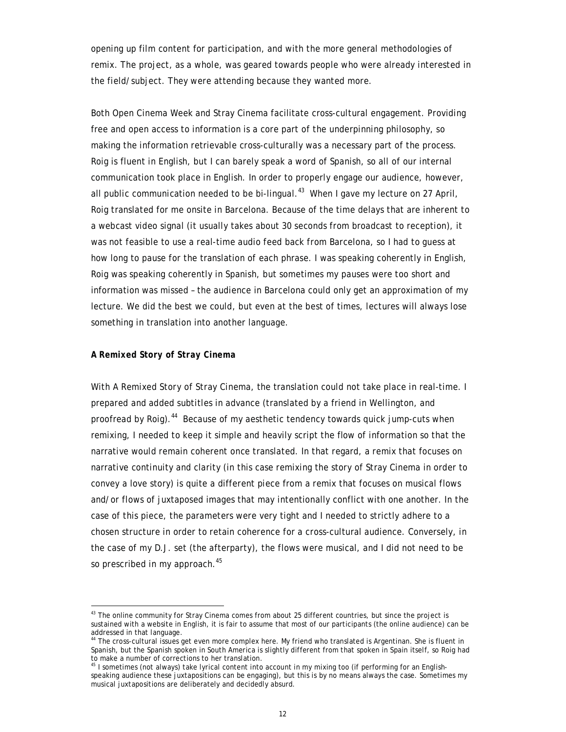opening up film content for participation, and with the more general methodologies of remix. The project, as a whole, was geared towards people who were already interested in the field/subject. They were attending because they wanted more.

Both Open Cinema Week and Stray Cinema facilitate cross-cultural engagement. Providing free and open access to information is a core part of the underpinning philosophy, so making the information retrievable cross-culturally was a necessary part of the process. Roig is fluent in English, but I can barely speak a word of Spanish, so all of our internal communication took place in English. In order to properly engage our audience, however, all public communication needed to be bi-lingual.[43] When I gave my lecture on 27 April, Roig translated for me onsite in Barcelona. Because of the time delays that are inherent to a webcast video signal (it usually takes about 30 seconds from broadcast to reception), it was not feasible to use a real-time audio feed back from Barcelona, so I had to guess at how long to pause for the translation of each phrase. I was speaking coherently in English, Roig was speaking coherently in Spanish, but sometimes my pauses were too short and information was missed – the audience in Barcelona could only get an approximation of my lecture. We did the best we could, but even at the best of times, lectures will always lose something in translation into another language.

**A Remixed Story of Stray Cinema**

With A Remixed Story of Stray Cinema, the translation could not take place in real-time. I prepared and added subtitles in advance (translated by a friend in Wellington, and proofread by Roig).[44] Because of my aesthetic tendency towards quick jump-cuts when remixing, I needed to keep it simple and heavily script the flow of information so that the narrative would remain coherent once translated. In that regard, a remix that focuses on narrative continuity and clarity (in this case remixing the story of Stray Cinema in order to convey a love story) is quite a different piece from a remix that focuses on musical flows and/or flows of juxtaposed images that may intentionally conflict with one another. In the case of this piece, the parameters were very tight and I needed to strictly adhere to a chosen structure in order to retain coherence for a cross-cultural audience. Conversely, in the case of my D.J. set (the afterparty), the flows were musical, and I did not need to be so prescribed in my approach.[45]

---

[43] The online community for Stray Cinema comes from about 25 different countries, but since the project is sustained with a website in English, it is fair to assume that most of our participants (the online audience) can be addressed in that language.

[44] The cross-cultural issues get even more complex here. My friend who translated is Argentinan. She is fluent in Spanish, but the Spanish spoken in South America is slightly different from that spoken in Spain itself, so Roig had to make a number of corrections to her translation.

[45] I sometimes (not always) take lyrical content into account in my mixing too (if performing for an English-speaking audience these juxtapositions can be engaging), but this is by no means always the case. Sometimes my musical juxtapositions are deliberately and decidedly absurd.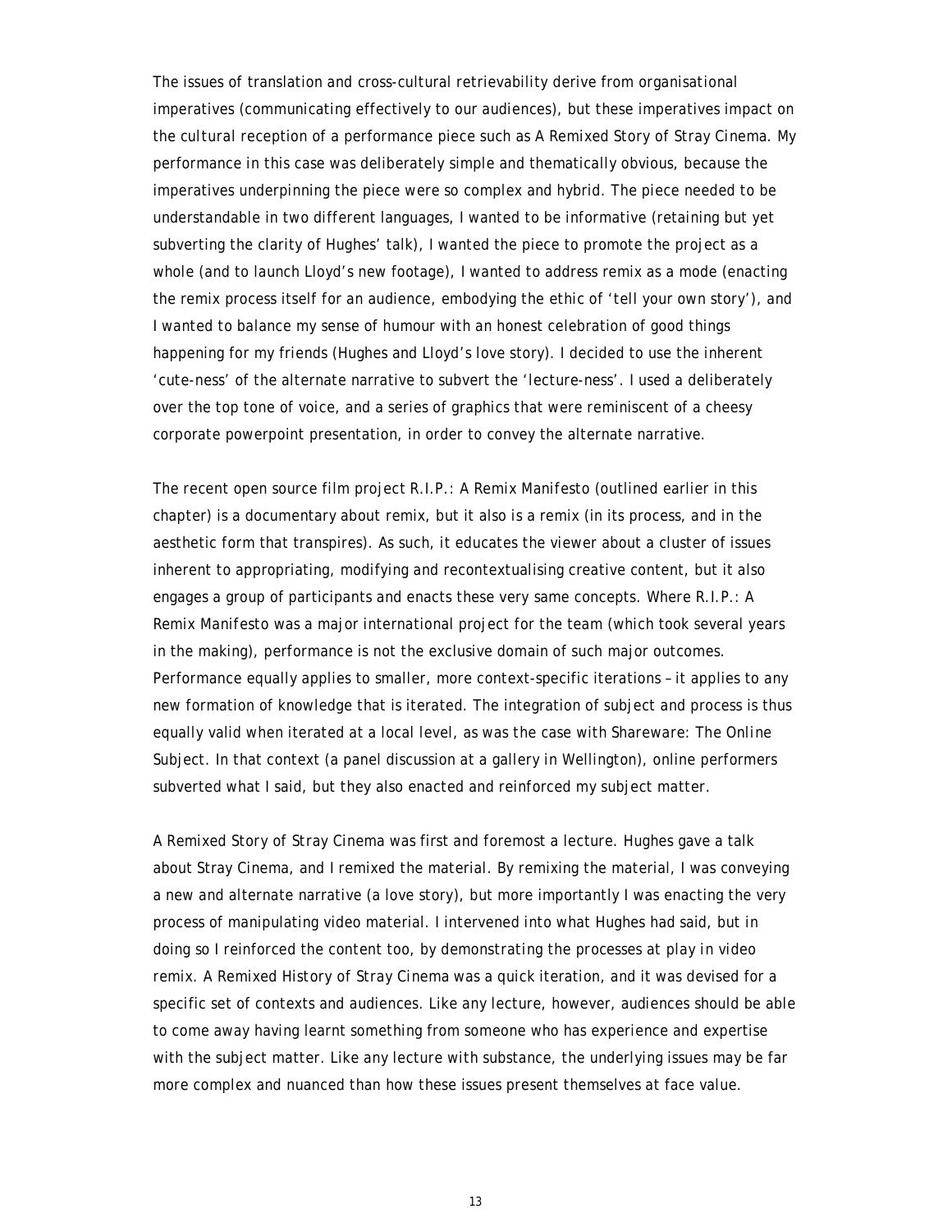The issues of translation and cross-cultural retrievability derive from organisational imperatives (communicating effectively to our audiences), but these imperatives impact on the cultural reception of a performance piece such as *A Remixed Story of Stray Cinema*. My performance in this case was deliberately simple and thematically obvious, because the imperatives underpinning the piece were so complex and hybrid. The piece needed to be understandable in two different languages, I wanted to be informative (retaining but yet subverting the clarity of Hughes' talk), I wanted the piece to promote the project as a whole (and to launch Lloyd's new footage), I wanted to address remix as a mode (enacting the remix process itself for an audience, embodying the ethic of 'tell your own story'), and I wanted to balance my sense of humour with an honest celebration of good things happening for my friends (Hughes and Lloyd's love story). I decided to use the inherent 'cute-ness' of the alternate narrative to subvert the 'lecture-ness'. I used a deliberately over the top tone of voice, and a series of graphics that were reminiscent of a cheesy corporate powerpoint presentation, in order to convey the alternate narrative.

The recent open source film project *R.I.P.: A Remix Manifesto* (outlined earlier in this chapter) is a documentary about remix, but it also is a remix (in its process, and in the aesthetic form that transpires). As such, it educates the viewer about a cluster of issues inherent to appropriating, modifying and recontextualising creative content, but it also engages a group of participants and enacts these very same concepts. Where *R.I.P.: A Remix Manifesto* was a major international project for the team (which took several years in the making), performance is not the exclusive domain of such major outcomes. Performance equally applies to smaller, more context-specific iterations – it applies to any new formation of knowledge that is iterated. The integration of subject and process is thus equally valid when iterated at a local level, as was the case with *Shareware: The Online Subject*. In that context (a panel discussion at a gallery in Wellington), online performers subverted what I said, but they also enacted and reinforced my subject matter.

*A Remixed Story of Stray Cinema* was first and foremost a lecture. Hughes gave a talk about Stray Cinema, and I remixed the material. By remixing the material, I was conveying a new and alternate narrative (a love story), but more importantly I was enacting the very process of manipulating video material. I intervened into what Hughes had said, but in doing so I reinforced the content too, by demonstrating the processes at play in video remix. *A Remixed History of Stray Cinema* was a quick iteration, and it was devised for a specific set of contexts and audiences. Like any lecture, however, audiences should be able to come away having learnt something from someone who has experience and expertise with the subject matter. Like any lecture with substance, the underlying issues may be far more complex and nuanced than how these issues present themselves at face value.